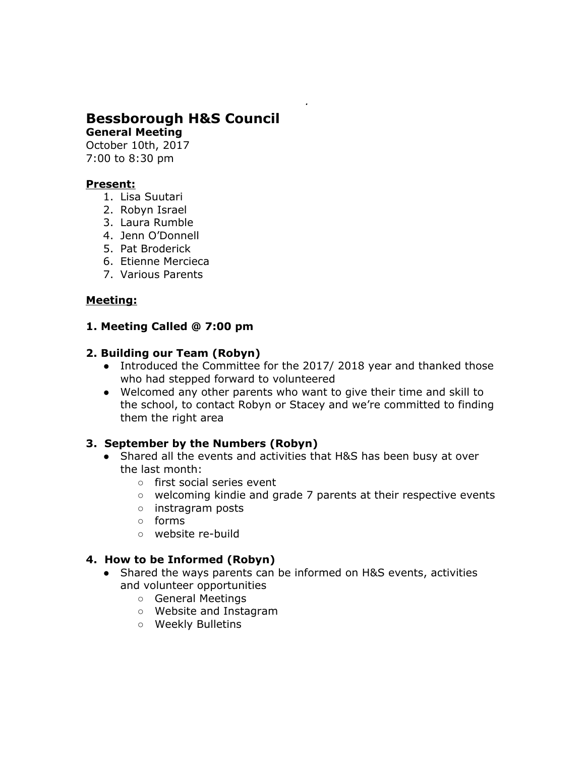# Bessborough H&S Council

**General Meeting**

October 10th, 2017

7:00 to 8:30 pm

**Present:**

1. Lisa Suutari
2. Robyn Israel
3. Laura Rumble
4. Jenn O'Donnell
5. Pat Broderick
6. Etienne Mercieca
7. Various Parents

**Meeting:**

### 1. Meeting Called @ 7:00 pm

### 2. Building our Team (Robyn)

- Introduced the Committee for the 2017/ 2018 year and thanked those who had stepped forward to volunteered
- Welcomed any other parents who want to give their time and skill to the school, to contact Robyn or Stacey and we're committed to finding them the right area

### 3. September by the Numbers (Robyn)

- Shared all the events and activities that H&S has been busy at over the last month:
  - first social series event
  - welcoming kindie and grade 7 parents at their respective events
  - instragram posts
  - forms
  - website re-build

### 4. How to be Informed (Robyn)

- Shared the ways parents can be informed on H&S events, activities and volunteer opportunities
  - General Meetings
  - Website and Instagram
  - Weekly Bulletins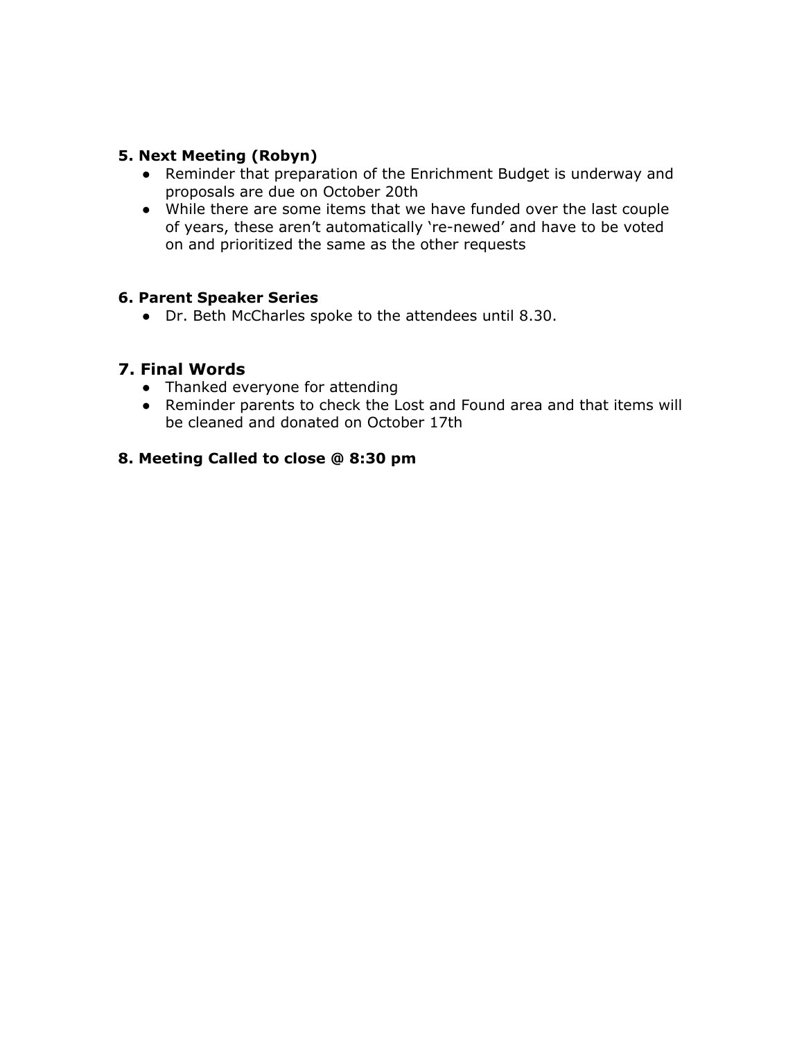### 5. Next Meeting (Robyn)

- Reminder that preparation of the Enrichment Budget is underway and proposals are due on October 20th
- While there are some items that we have funded over the last couple of years, these aren't automatically 're-newed' and have to be voted on and prioritized the same as the other requests

### 6. Parent Speaker Series

- Dr. Beth McCharles spoke to the attendees until 8.30.

## 7. Final Words

- Thanked everyone for attending
- Reminder parents to check the Lost and Found area and that items will be cleaned and donated on October 17th

### 8. Meeting Called to close @ 8:30 pm